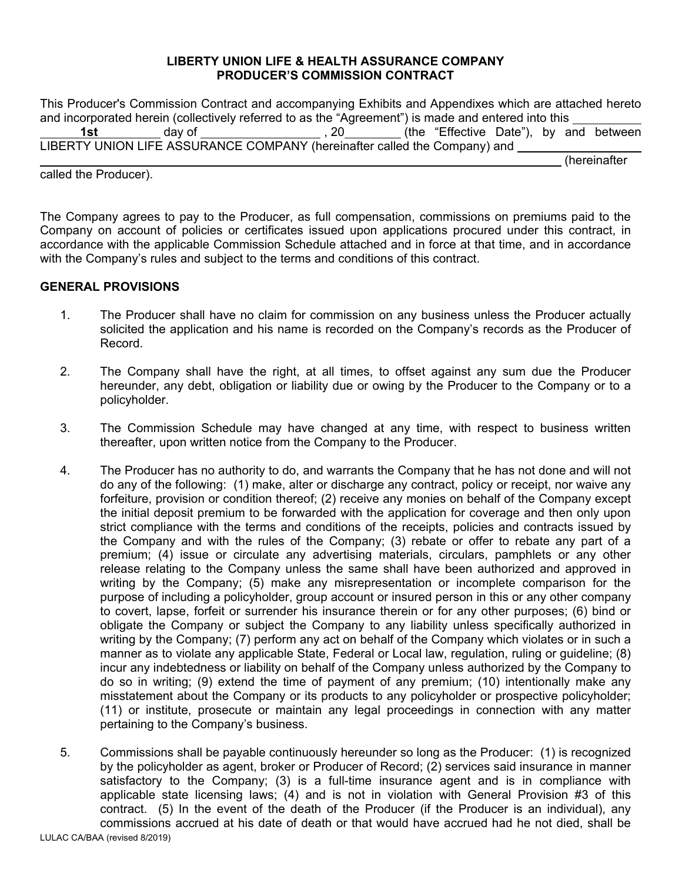**LIBERTY UNION LIFE & HEALTH ASSURANCE COMPANY**
**PRODUCER'S COMMISSION CONTRACT**

This Producer's Commission Contract and accompanying Exhibits and Appendixes which are attached hereto and incorporated herein (collectively referred to as the "Agreement") is made and entered into this ________ **1st** ________ day of ________________, 20________ (the "Effective Date"), by and between LIBERTY UNION LIFE ASSURANCE COMPANY (hereinafter called the Company) and ________________________________________ (hereinafter called the Producer).

The Company agrees to pay to the Producer, as full compensation, commissions on premiums paid to the Company on account of policies or certificates issued upon applications procured under this contract, in accordance with the applicable Commission Schedule attached and in force at that time, and in accordance with the Company's rules and subject to the terms and conditions of this contract.

**GENERAL PROVISIONS**

1. The Producer shall have no claim for commission on any business unless the Producer actually solicited the application and his name is recorded on the Company's records as the Producer of Record.

2. The Company shall have the right, at all times, to offset against any sum due the Producer hereunder, any debt, obligation or liability due or owing by the Producer to the Company or to a policyholder.

3. The Commission Schedule may have changed at any time, with respect to business written thereafter, upon written notice from the Company to the Producer.

4. The Producer has no authority to do, and warrants the Company that he has not done and will not do any of the following: (1) make, alter or discharge any contract, policy or receipt, nor waive any forfeiture, provision or condition thereof; (2) receive any monies on behalf of the Company except the initial deposit premium to be forwarded with the application for coverage and then only upon strict compliance with the terms and conditions of the receipts, policies and contracts issued by the Company and with the rules of the Company; (3) rebate or offer to rebate any part of a premium; (4) issue or circulate any advertising materials, circulars, pamphlets or any other release relating to the Company unless the same shall have been authorized and approved in writing by the Company; (5) make any misrepresentation or incomplete comparison for the purpose of including a policyholder, group account or insured person in this or any other company to covert, lapse, forfeit or surrender his insurance therein or for any other purposes; (6) bind or obligate the Company or subject the Company to any liability unless specifically authorized in writing by the Company; (7) perform any act on behalf of the Company which violates or in such a manner as to violate any applicable State, Federal or Local law, regulation, ruling or guideline; (8) incur any indebtedness or liability on behalf of the Company unless authorized by the Company to do so in writing; (9) extend the time of payment of any premium; (10) intentionally make any misstatement about the Company or its products to any policyholder or prospective policyholder; (11) or institute, prosecute or maintain any legal proceedings in connection with any matter pertaining to the Company's business.

5. Commissions shall be payable continuously hereunder so long as the Producer: (1) is recognized by the policyholder as agent, broker or Producer of Record; (2) services said insurance in manner satisfactory to the Company; (3) is a full-time insurance agent and is in compliance with applicable state licensing laws; (4) and is not in violation with General Provision #3 of this contract. (5) In the event of the death of the Producer (if the Producer is an individual), any commissions accrued at his date of death or that would have accrued had he not died, shall be

LULAC CA/BAA (revised 8/2019)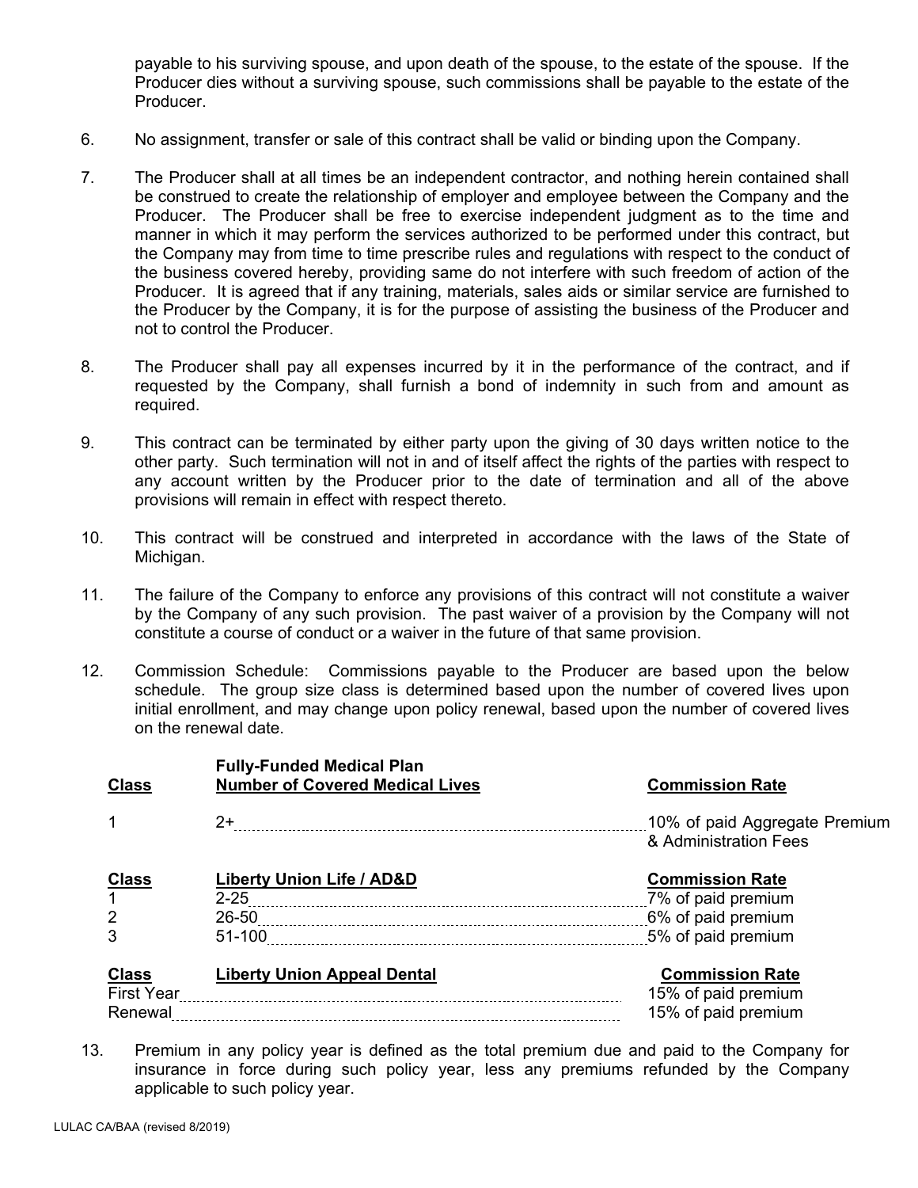payable to his surviving spouse, and upon death of the spouse, to the estate of the spouse. If the Producer dies without a surviving spouse, such commissions shall be payable to the estate of the Producer.

6. No assignment, transfer or sale of this contract shall be valid or binding upon the Company.

7. The Producer shall at all times be an independent contractor, and nothing herein contained shall be construed to create the relationship of employer and employee between the Company and the Producer. The Producer shall be free to exercise independent judgment as to the time and manner in which it may perform the services authorized to be performed under this contract, but the Company may from time to time prescribe rules and regulations with respect to the conduct of the business covered hereby, providing same do not interfere with such freedom of action of the Producer. It is agreed that if any training, materials, sales aids or similar service are furnished to the Producer by the Company, it is for the purpose of assisting the business of the Producer and not to control the Producer.

8. The Producer shall pay all expenses incurred by it in the performance of the contract, and if requested by the Company, shall furnish a bond of indemnity in such from and amount as required.

9. This contract can be terminated by either party upon the giving of 30 days written notice to the other party. Such termination will not in and of itself affect the rights of the parties with respect to any account written by the Producer prior to the date of termination and all of the above provisions will remain in effect with respect thereto.

10. This contract will be construed and interpreted in accordance with the laws of the State of Michigan.

11. The failure of the Company to enforce any provisions of this contract will not constitute a waiver by the Company of any such provision. The past waiver of a provision by the Company will not constitute a course of conduct or a waiver in the future of that same provision.

12. Commission Schedule: Commissions payable to the Producer are based upon the below schedule. The group size class is determined based upon the number of covered lives upon initial enrollment, and may change upon policy renewal, based upon the number of covered lives on the renewal date.

| Class | Fully-Funded Medical Plan Number of Covered Medical Lives | Commission Rate |
|---|---|---|
| 1 | 2+ | 10% of paid Aggregate Premium & Administration Fees |

| Class | Liberty Union Life / AD&D | Commission Rate |
|---|---|---|
| 1 | 2-25 | 7% of paid premium |
| 2 | 26-50 | 6% of paid premium |
| 3 | 51-100 | 5% of paid premium |

| Class | Liberty Union Appeal Dental | Commission Rate |
|---|---|---|
| First Year | | 15% of paid premium |
| Renewal | | 15% of paid premium |

13. Premium in any policy year is defined as the total premium due and paid to the Company for insurance in force during such policy year, less any premiums refunded by the Company applicable to such policy year.

LULAC CA/BAA (revised 8/2019)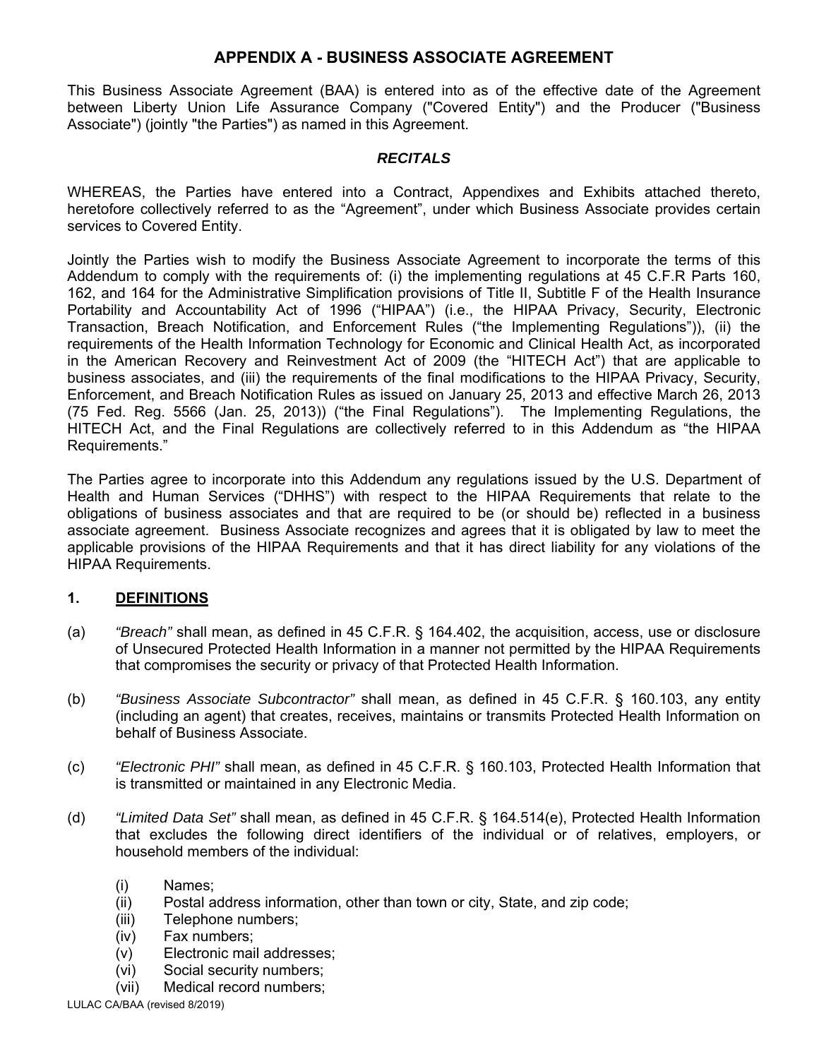## APPENDIX A - BUSINESS ASSOCIATE AGREEMENT

This Business Associate Agreement (BAA) is entered into as of the effective date of the Agreement between Liberty Union Life Assurance Company ("Covered Entity") and the Producer ("Business Associate") (jointly "the Parties") as named in this Agreement.

### *RECITALS*

WHEREAS, the Parties have entered into a Contract, Appendixes and Exhibits attached thereto, heretofore collectively referred to as the "Agreement", under which Business Associate provides certain services to Covered Entity.

Jointly the Parties wish to modify the Business Associate Agreement to incorporate the terms of this Addendum to comply with the requirements of: (i) the implementing regulations at 45 C.F.R Parts 160, 162, and 164 for the Administrative Simplification provisions of Title II, Subtitle F of the Health Insurance Portability and Accountability Act of 1996 ("HIPAA") (i.e., the HIPAA Privacy, Security, Electronic Transaction, Breach Notification, and Enforcement Rules ("the Implementing Regulations")), (ii) the requirements of the Health Information Technology for Economic and Clinical Health Act, as incorporated in the American Recovery and Reinvestment Act of 2009 (the "HITECH Act") that are applicable to business associates, and (iii) the requirements of the final modifications to the HIPAA Privacy, Security, Enforcement, and Breach Notification Rules as issued on January 25, 2013 and effective March 26, 2013 (75 Fed. Reg. 5566 (Jan. 25, 2013)) ("the Final Regulations"). The Implementing Regulations, the HITECH Act, and the Final Regulations are collectively referred to in this Addendum as "the HIPAA Requirements."

The Parties agree to incorporate into this Addendum any regulations issued by the U.S. Department of Health and Human Services ("DHHS") with respect to the HIPAA Requirements that relate to the obligations of business associates and that are required to be (or should be) reflected in a business associate agreement. Business Associate recognizes and agrees that it is obligated by law to meet the applicable provisions of the HIPAA Requirements and that it has direct liability for any violations of the HIPAA Requirements.

### 1. <u>DEFINITIONS</u>

(a) *"Breach"* shall mean, as defined in 45 C.F.R. § 164.402, the acquisition, access, use or disclosure of Unsecured Protected Health Information in a manner not permitted by the HIPAA Requirements that compromises the security or privacy of that Protected Health Information.

(b) *"Business Associate Subcontractor"* shall mean, as defined in 45 C.F.R. § 160.103, any entity (including an agent) that creates, receives, maintains or transmits Protected Health Information on behalf of Business Associate.

(c) *"Electronic PHI"* shall mean, as defined in 45 C.F.R. § 160.103, Protected Health Information that is transmitted or maintained in any Electronic Media.

(d) *"Limited Data Set"* shall mean, as defined in 45 C.F.R. § 164.514(e), Protected Health Information that excludes the following direct identifiers of the individual or of relatives, employers, or household members of the individual:

- (i) Names;
- (ii) Postal address information, other than town or city, State, and zip code;
- (iii) Telephone numbers;
- (iv) Fax numbers;
- (v) Electronic mail addresses;
- (vi) Social security numbers;
- (vii) Medical record numbers;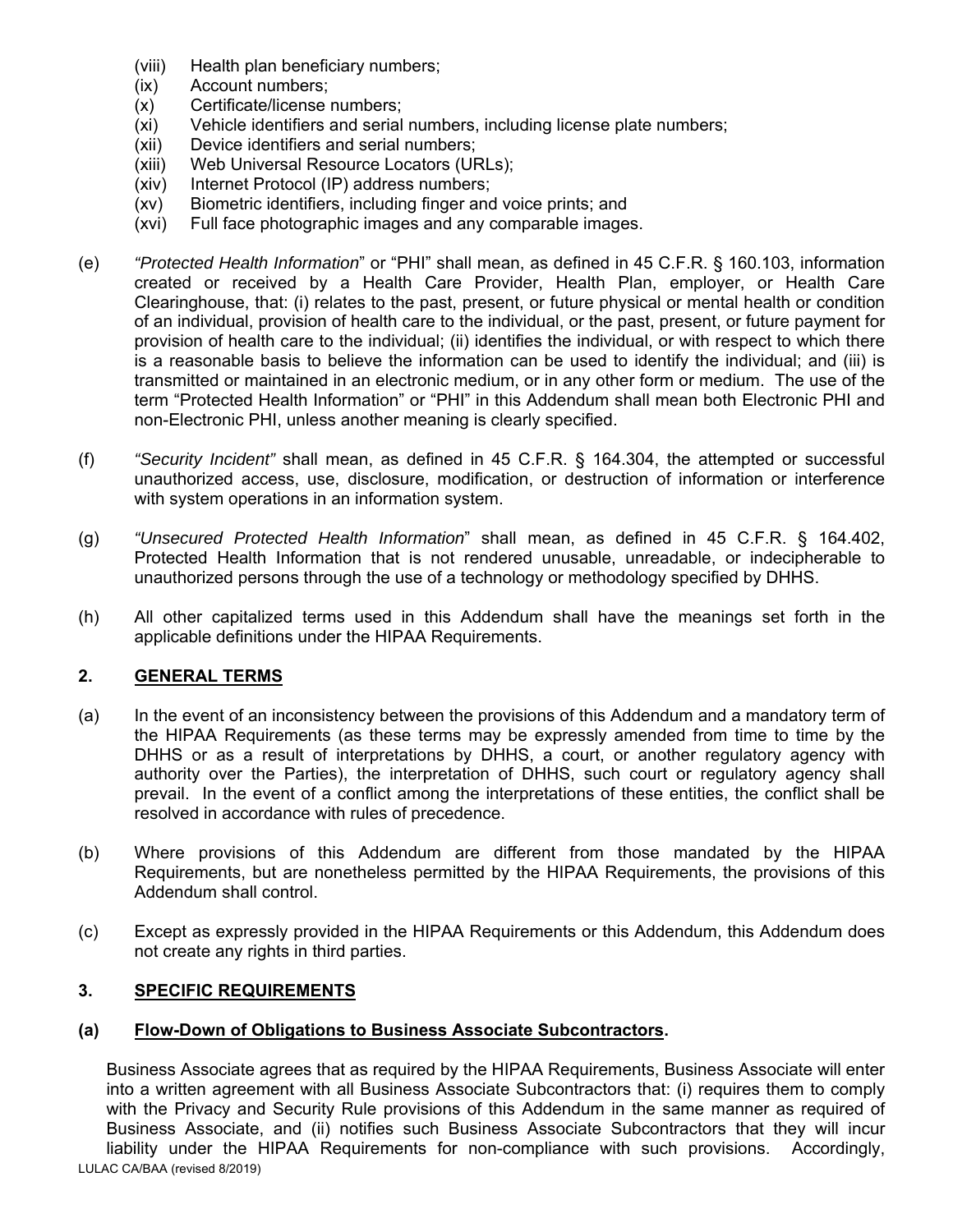(viii) Health plan beneficiary numbers;
(ix) Account numbers;
(x) Certificate/license numbers;
(xi) Vehicle identifiers and serial numbers, including license plate numbers;
(xii) Device identifiers and serial numbers;
(xiii) Web Universal Resource Locators (URLs);
(xiv) Internet Protocol (IP) address numbers;
(xv) Biometric identifiers, including finger and voice prints; and
(xvi) Full face photographic images and any comparable images.

(e) *"Protected Health Information*" or "PHI" shall mean, as defined in 45 C.F.R. § 160.103, information created or received by a Health Care Provider, Health Plan, employer, or Health Care Clearinghouse, that: (i) relates to the past, present, or future physical or mental health or condition of an individual, provision of health care to the individual, or the past, present, or future payment for provision of health care to the individual; (ii) identifies the individual, or with respect to which there is a reasonable basis to believe the information can be used to identify the individual; and (iii) is transmitted or maintained in an electronic medium, or in any other form or medium. The use of the term "Protected Health Information" or "PHI" in this Addendum shall mean both Electronic PHI and non-Electronic PHI, unless another meaning is clearly specified.

(f) *"Security Incident"* shall mean, as defined in 45 C.F.R. § 164.304, the attempted or successful unauthorized access, use, disclosure, modification, or destruction of information or interference with system operations in an information system.

(g) *"Unsecured Protected Health Information*" shall mean, as defined in 45 C.F.R. § 164.402, Protected Health Information that is not rendered unusable, unreadable, or indecipherable to unauthorized persons through the use of a technology or methodology specified by DHHS.

(h) All other capitalized terms used in this Addendum shall have the meanings set forth in the applicable definitions under the HIPAA Requirements.

## 2. GENERAL TERMS

(a) In the event of an inconsistency between the provisions of this Addendum and a mandatory term of the HIPAA Requirements (as these terms may be expressly amended from time to time by the DHHS or as a result of interpretations by DHHS, a court, or another regulatory agency with authority over the Parties), the interpretation of DHHS, such court or regulatory agency shall prevail. In the event of a conflict among the interpretations of these entities, the conflict shall be resolved in accordance with rules of precedence.

(b) Where provisions of this Addendum are different from those mandated by the HIPAA Requirements, but are nonetheless permitted by the HIPAA Requirements, the provisions of this Addendum shall control.

(c) Except as expressly provided in the HIPAA Requirements or this Addendum, this Addendum does not create any rights in third parties.

## 3. SPECIFIC REQUIREMENTS

### (a) Flow-Down of Obligations to Business Associate Subcontractors.

Business Associate agrees that as required by the HIPAA Requirements, Business Associate will enter into a written agreement with all Business Associate Subcontractors that: (i) requires them to comply with the Privacy and Security Rule provisions of this Addendum in the same manner as required of Business Associate, and (ii) notifies such Business Associate Subcontractors that they will incur liability under the HIPAA Requirements for non-compliance with such provisions. Accordingly,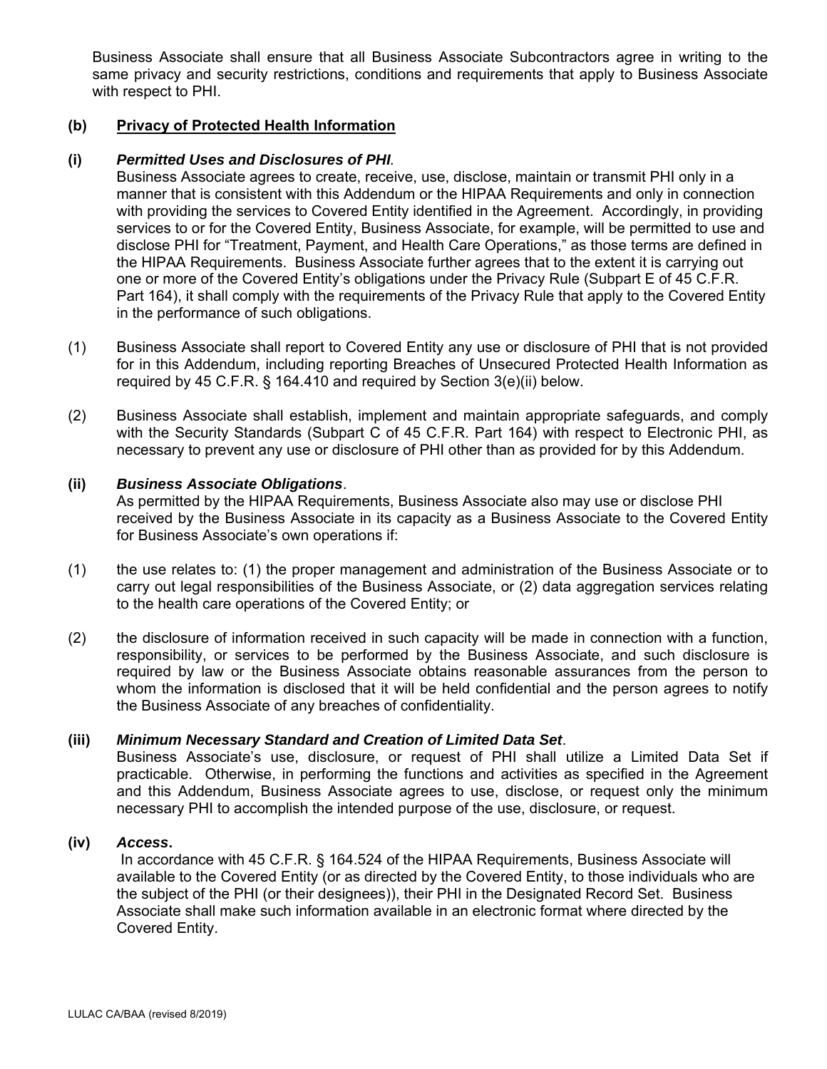Business Associate shall ensure that all Business Associate Subcontractors agree in writing to the same privacy and security restrictions, conditions and requirements that apply to Business Associate with respect to PHI.

**(b) <u>Privacy of Protected Health Information</u>**

**(i) *Permitted Uses and Disclosures of PHI*.**

Business Associate agrees to create, receive, use, disclose, maintain or transmit PHI only in a manner that is consistent with this Addendum or the HIPAA Requirements and only in connection with providing the services to Covered Entity identified in the Agreement. Accordingly, in providing services to or for the Covered Entity, Business Associate, for example, will be permitted to use and disclose PHI for "Treatment, Payment, and Health Care Operations," as those terms are defined in the HIPAA Requirements. Business Associate further agrees that to the extent it is carrying out one or more of the Covered Entity's obligations under the Privacy Rule (Subpart E of 45 C.F.R. Part 164), it shall comply with the requirements of the Privacy Rule that apply to the Covered Entity in the performance of such obligations.

(1) Business Associate shall report to Covered Entity any use or disclosure of PHI that is not provided for in this Addendum, including reporting Breaches of Unsecured Protected Health Information as required by 45 C.F.R. § 164.410 and required by Section 3(e)(ii) below.

(2) Business Associate shall establish, implement and maintain appropriate safeguards, and comply with the Security Standards (Subpart C of 45 C.F.R. Part 164) with respect to Electronic PHI, as necessary to prevent any use or disclosure of PHI other than as provided for by this Addendum.

**(ii) *Business Associate Obligations*.**

As permitted by the HIPAA Requirements, Business Associate also may use or disclose PHI received by the Business Associate in its capacity as a Business Associate to the Covered Entity for Business Associate's own operations if:

(1) the use relates to: (1) the proper management and administration of the Business Associate or to carry out legal responsibilities of the Business Associate, or (2) data aggregation services relating to the health care operations of the Covered Entity; or

(2) the disclosure of information received in such capacity will be made in connection with a function, responsibility, or services to be performed by the Business Associate, and such disclosure is required by law or the Business Associate obtains reasonable assurances from the person to whom the information is disclosed that it will be held confidential and the person agrees to notify the Business Associate of any breaches of confidentiality.

**(iii) *Minimum Necessary Standard and Creation of Limited Data Set*.**

Business Associate's use, disclosure, or request of PHI shall utilize a Limited Data Set if practicable. Otherwise, in performing the functions and activities as specified in the Agreement and this Addendum, Business Associate agrees to use, disclose, or request only the minimum necessary PHI to accomplish the intended purpose of the use, disclosure, or request.

**(iv) *Access*.**

In accordance with 45 C.F.R. § 164.524 of the HIPAA Requirements, Business Associate will available to the Covered Entity (or as directed by the Covered Entity, to those individuals who are the subject of the PHI (or their designees)), their PHI in the Designated Record Set. Business Associate shall make such information available in an electronic format where directed by the Covered Entity.

LULAC CA/BAA (revised 8/2019)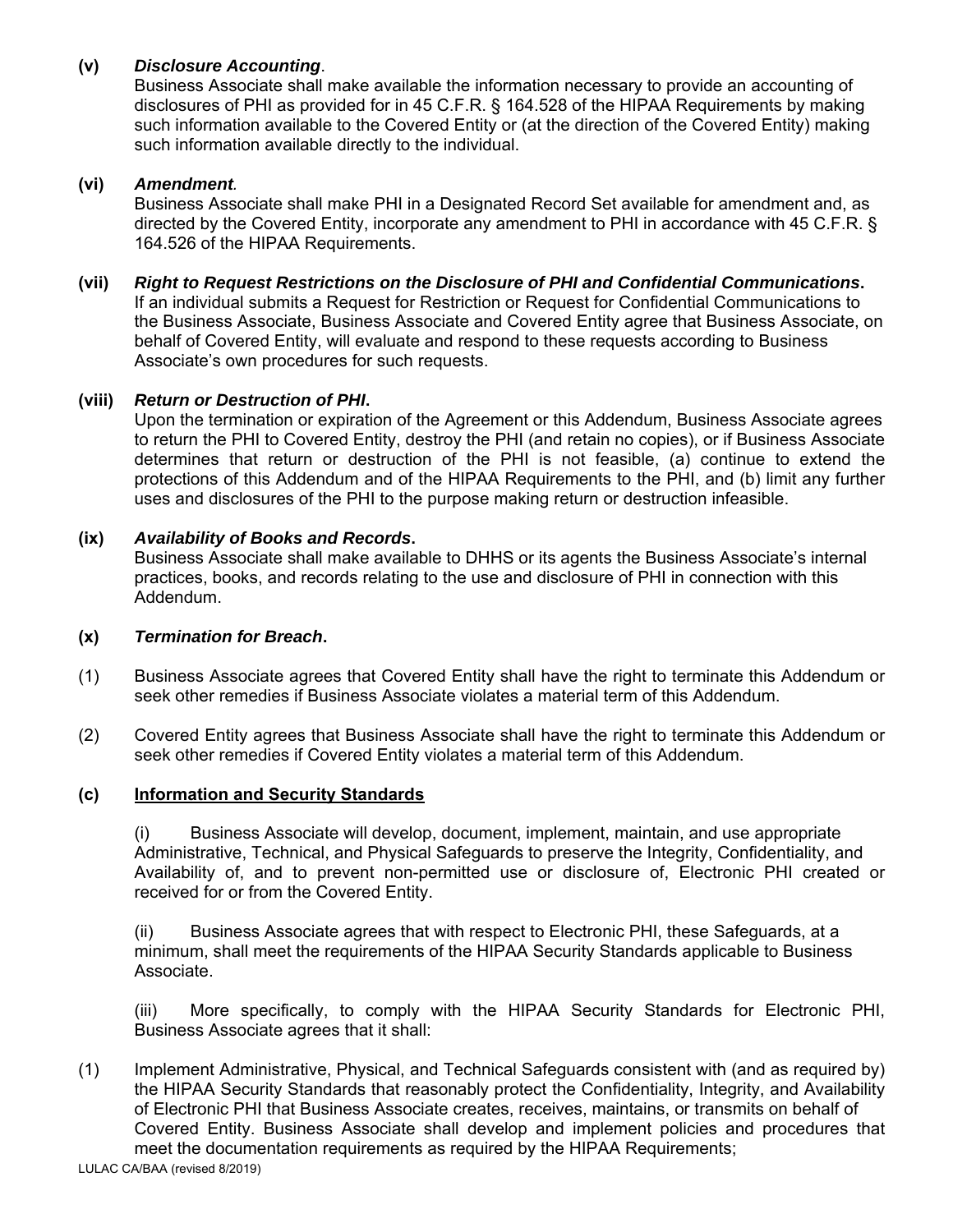**(v)** ***Disclosure Accounting***.

Business Associate shall make available the information necessary to provide an accounting of disclosures of PHI as provided for in 45 C.F.R. § 164.528 of the HIPAA Requirements by making such information available to the Covered Entity or (at the direction of the Covered Entity) making such information available directly to the individual.

**(vi)** ***Amendment***.

Business Associate shall make PHI in a Designated Record Set available for amendment and, as directed by the Covered Entity, incorporate any amendment to PHI in accordance with 45 C.F.R. § 164.526 of the HIPAA Requirements.

**(vii)** ***Right to Request Restrictions on the Disclosure of PHI and Confidential Communications*.**

If an individual submits a Request for Restriction or Request for Confidential Communications to the Business Associate, Business Associate and Covered Entity agree that Business Associate, on behalf of Covered Entity, will evaluate and respond to these requests according to Business Associate's own procedures for such requests.

**(viii)** ***Return or Destruction of PHI*.**

Upon the termination or expiration of the Agreement or this Addendum, Business Associate agrees to return the PHI to Covered Entity, destroy the PHI (and retain no copies), or if Business Associate determines that return or destruction of the PHI is not feasible, (a) continue to extend the protections of this Addendum and of the HIPAA Requirements to the PHI, and (b) limit any further uses and disclosures of the PHI to the purpose making return or destruction infeasible.

**(ix)** ***Availability of Books and Records*.**

Business Associate shall make available to DHHS or its agents the Business Associate's internal practices, books, and records relating to the use and disclosure of PHI in connection with this Addendum.

**(x)** ***Termination for Breach*.**

(1) Business Associate agrees that Covered Entity shall have the right to terminate this Addendum or seek other remedies if Business Associate violates a material term of this Addendum.

(2) Covered Entity agrees that Business Associate shall have the right to terminate this Addendum or seek other remedies if Covered Entity violates a material term of this Addendum.

**(c)** **<u>Information and Security Standards</u>**

(i) Business Associate will develop, document, implement, maintain, and use appropriate Administrative, Technical, and Physical Safeguards to preserve the Integrity, Confidentiality, and Availability of, and to prevent non-permitted use or disclosure of, Electronic PHI created or received for or from the Covered Entity.

(ii) Business Associate agrees that with respect to Electronic PHI, these Safeguards, at a minimum, shall meet the requirements of the HIPAA Security Standards applicable to Business Associate.

(iii) More specifically, to comply with the HIPAA Security Standards for Electronic PHI, Business Associate agrees that it shall:

(1) Implement Administrative, Physical, and Technical Safeguards consistent with (and as required by) the HIPAA Security Standards that reasonably protect the Confidentiality, Integrity, and Availability of Electronic PHI that Business Associate creates, receives, maintains, or transmits on behalf of Covered Entity. Business Associate shall develop and implement policies and procedures that meet the documentation requirements as required by the HIPAA Requirements;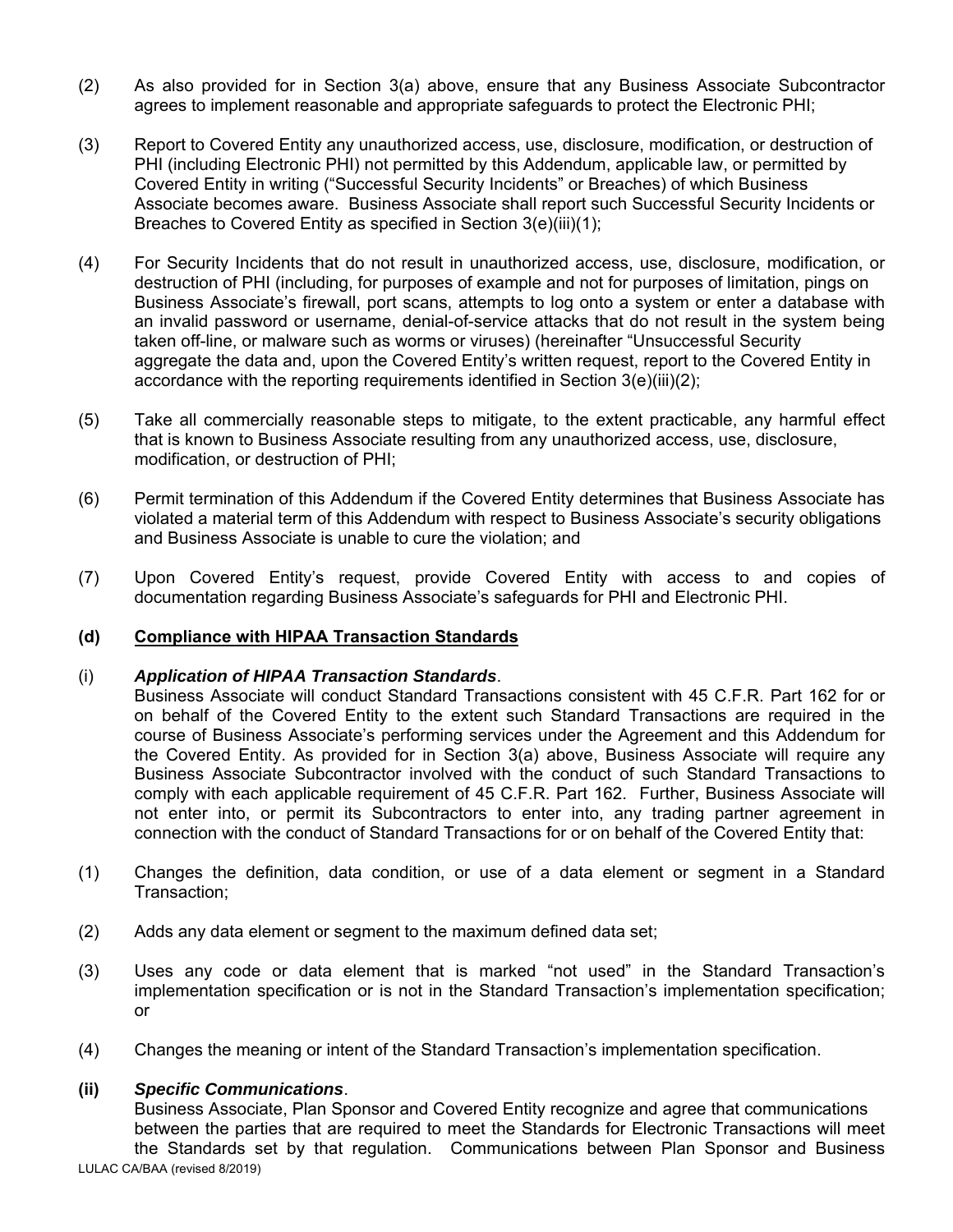(2) As also provided for in Section 3(a) above, ensure that any Business Associate Subcontractor agrees to implement reasonable and appropriate safeguards to protect the Electronic PHI;

(3) Report to Covered Entity any unauthorized access, use, disclosure, modification, or destruction of PHI (including Electronic PHI) not permitted by this Addendum, applicable law, or permitted by Covered Entity in writing ("Successful Security Incidents" or Breaches) of which Business Associate becomes aware. Business Associate shall report such Successful Security Incidents or Breaches to Covered Entity as specified in Section 3(e)(iii)(1);

(4) For Security Incidents that do not result in unauthorized access, use, disclosure, modification, or destruction of PHI (including, for purposes of example and not for purposes of limitation, pings on Business Associate's firewall, port scans, attempts to log onto a system or enter a database with an invalid password or username, denial-of-service attacks that do not result in the system being taken off-line, or malware such as worms or viruses) (hereinafter "Unsuccessful Security aggregate the data and, upon the Covered Entity's written request, report to the Covered Entity in accordance with the reporting requirements identified in Section 3(e)(iii)(2);

(5) Take all commercially reasonable steps to mitigate, to the extent practicable, any harmful effect that is known to Business Associate resulting from any unauthorized access, use, disclosure, modification, or destruction of PHI;

(6) Permit termination of this Addendum if the Covered Entity determines that Business Associate has violated a material term of this Addendum with respect to Business Associate's security obligations and Business Associate is unable to cure the violation; and

(7) Upon Covered Entity's request, provide Covered Entity with access to and copies of documentation regarding Business Associate's safeguards for PHI and Electronic PHI.

**(d) <u>Compliance with HIPAA Transaction Standards</u>**

(i) ***Application of HIPAA Transaction Standards***.
Business Associate will conduct Standard Transactions consistent with 45 C.F.R. Part 162 for or on behalf of the Covered Entity to the extent such Standard Transactions are required in the course of Business Associate's performing services under the Agreement and this Addendum for the Covered Entity. As provided for in Section 3(a) above, Business Associate will require any Business Associate Subcontractor involved with the conduct of such Standard Transactions to comply with each applicable requirement of 45 C.F.R. Part 162. Further, Business Associate will not enter into, or permit its Subcontractors to enter into, any trading partner agreement in connection with the conduct of Standard Transactions for or on behalf of the Covered Entity that:

(1) Changes the definition, data condition, or use of a data element or segment in a Standard Transaction;

(2) Adds any data element or segment to the maximum defined data set;

(3) Uses any code or data element that is marked "not used" in the Standard Transaction's implementation specification or is not in the Standard Transaction's implementation specification; or

(4) Changes the meaning or intent of the Standard Transaction's implementation specification.

**(ii)** ***Specific Communications***.
Business Associate, Plan Sponsor and Covered Entity recognize and agree that communications between the parties that are required to meet the Standards for Electronic Transactions will meet the Standards set by that regulation. Communications between Plan Sponsor and Business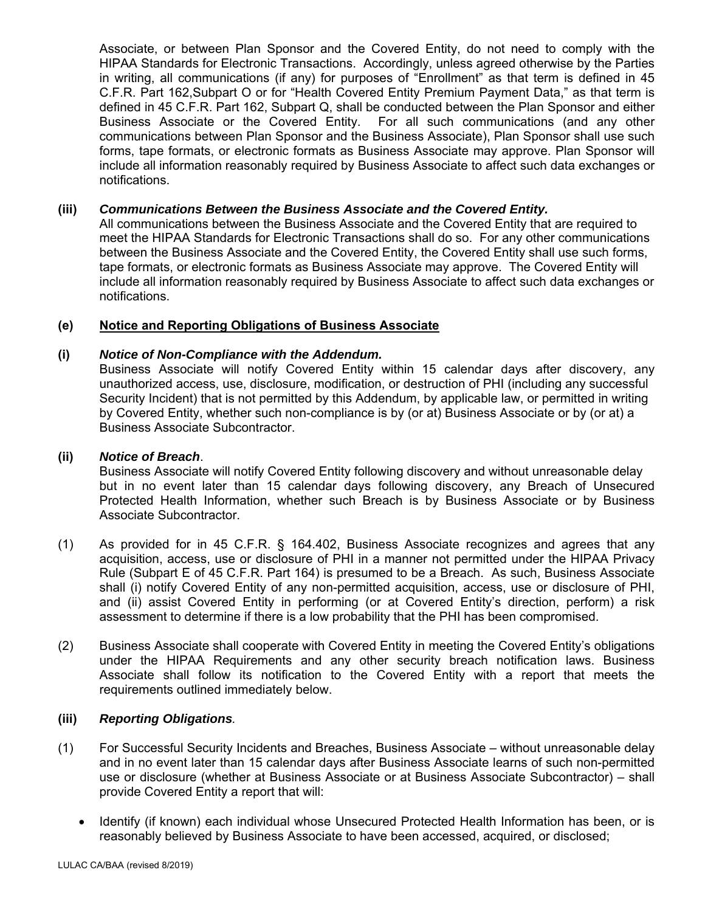Associate, or between Plan Sponsor and the Covered Entity, do not need to comply with the HIPAA Standards for Electronic Transactions. Accordingly, unless agreed otherwise by the Parties in writing, all communications (if any) for purposes of "Enrollment" as that term is defined in 45 C.F.R. Part 162,Subpart O or for "Health Covered Entity Premium Payment Data," as that term is defined in 45 C.F.R. Part 162, Subpart Q, shall be conducted between the Plan Sponsor and either Business Associate or the Covered Entity. For all such communications (and any other communications between Plan Sponsor and the Business Associate), Plan Sponsor shall use such forms, tape formats, or electronic formats as Business Associate may approve. Plan Sponsor will include all information reasonably required by Business Associate to affect such data exchanges or notifications.

**(iii)** ***Communications Between the Business Associate and the Covered Entity.***
All communications between the Business Associate and the Covered Entity that are required to meet the HIPAA Standards for Electronic Transactions shall do so. For any other communications between the Business Associate and the Covered Entity, the Covered Entity shall use such forms, tape formats, or electronic formats as Business Associate may approve. The Covered Entity will include all information reasonably required by Business Associate to affect such data exchanges or notifications.

**(e)** **<u>Notice and Reporting Obligations of Business Associate</u>**

**(i)** ***Notice of Non-Compliance with the Addendum.***
Business Associate will notify Covered Entity within 15 calendar days after discovery, any unauthorized access, use, disclosure, modification, or destruction of PHI (including any successful Security Incident) that is not permitted by this Addendum, by applicable law, or permitted in writing by Covered Entity, whether such non-compliance is by (or at) Business Associate or by (or at) a Business Associate Subcontractor.

**(ii)** ***Notice of Breach***.
Business Associate will notify Covered Entity following discovery and without unreasonable delay but in no event later than 15 calendar days following discovery, any Breach of Unsecured Protected Health Information, whether such Breach is by Business Associate or by Business Associate Subcontractor.

(1) As provided for in 45 C.F.R. § 164.402, Business Associate recognizes and agrees that any acquisition, access, use or disclosure of PHI in a manner not permitted under the HIPAA Privacy Rule (Subpart E of 45 C.F.R. Part 164) is presumed to be a Breach. As such, Business Associate shall (i) notify Covered Entity of any non-permitted acquisition, access, use or disclosure of PHI, and (ii) assist Covered Entity in performing (or at Covered Entity's direction, perform) a risk assessment to determine if there is a low probability that the PHI has been compromised.

(2) Business Associate shall cooperate with Covered Entity in meeting the Covered Entity's obligations under the HIPAA Requirements and any other security breach notification laws. Business Associate shall follow its notification to the Covered Entity with a report that meets the requirements outlined immediately below.

**(iii)** ***Reporting Obligations***.

(1) For Successful Security Incidents and Breaches, Business Associate – without unreasonable delay and in no event later than 15 calendar days after Business Associate learns of such non-permitted use or disclosure (whether at Business Associate or at Business Associate Subcontractor) – shall provide Covered Entity a report that will:

- Identify (if known) each individual whose Unsecured Protected Health Information has been, or is reasonably believed by Business Associate to have been accessed, acquired, or disclosed;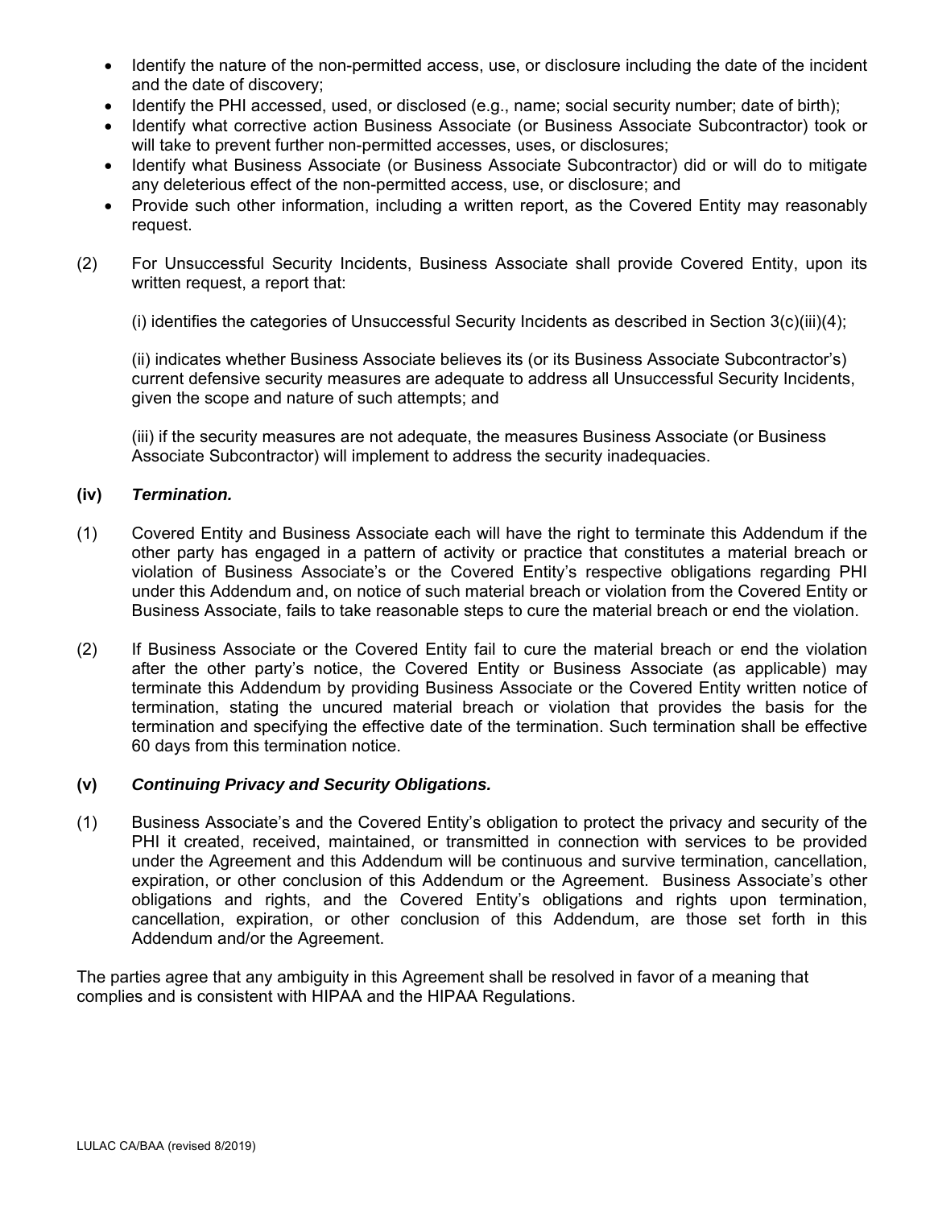- Identify the nature of the non-permitted access, use, or disclosure including the date of the incident and the date of discovery;
- Identify the PHI accessed, used, or disclosed (e.g., name; social security number; date of birth);
- Identify what corrective action Business Associate (or Business Associate Subcontractor) took or will take to prevent further non-permitted accesses, uses, or disclosures;
- Identify what Business Associate (or Business Associate Subcontractor) did or will do to mitigate any deleterious effect of the non-permitted access, use, or disclosure; and
- Provide such other information, including a written report, as the Covered Entity may reasonably request.

(2) For Unsuccessful Security Incidents, Business Associate shall provide Covered Entity, upon its written request, a report that:

(i) identifies the categories of Unsuccessful Security Incidents as described in Section 3(c)(iii)(4);

(ii) indicates whether Business Associate believes its (or its Business Associate Subcontractor's) current defensive security measures are adequate to address all Unsuccessful Security Incidents, given the scope and nature of such attempts; and

(iii) if the security measures are not adequate, the measures Business Associate (or Business Associate Subcontractor) will implement to address the security inadequacies.

**(iv)** ***Termination.***

(1) Covered Entity and Business Associate each will have the right to terminate this Addendum if the other party has engaged in a pattern of activity or practice that constitutes a material breach or violation of Business Associate's or the Covered Entity's respective obligations regarding PHI under this Addendum and, on notice of such material breach or violation from the Covered Entity or Business Associate, fails to take reasonable steps to cure the material breach or end the violation.

(2) If Business Associate or the Covered Entity fail to cure the material breach or end the violation after the other party's notice, the Covered Entity or Business Associate (as applicable) may terminate this Addendum by providing Business Associate or the Covered Entity written notice of termination, stating the uncured material breach or violation that provides the basis for the termination and specifying the effective date of the termination. Such termination shall be effective 60 days from this termination notice.

**(v)** ***Continuing Privacy and Security Obligations.***

(1) Business Associate's and the Covered Entity's obligation to protect the privacy and security of the PHI it created, received, maintained, or transmitted in connection with services to be provided under the Agreement and this Addendum will be continuous and survive termination, cancellation, expiration, or other conclusion of this Addendum or the Agreement. Business Associate's other obligations and rights, and the Covered Entity's obligations and rights upon termination, cancellation, expiration, or other conclusion of this Addendum, are those set forth in this Addendum and/or the Agreement.

The parties agree that any ambiguity in this Agreement shall be resolved in favor of a meaning that complies and is consistent with HIPAA and the HIPAA Regulations.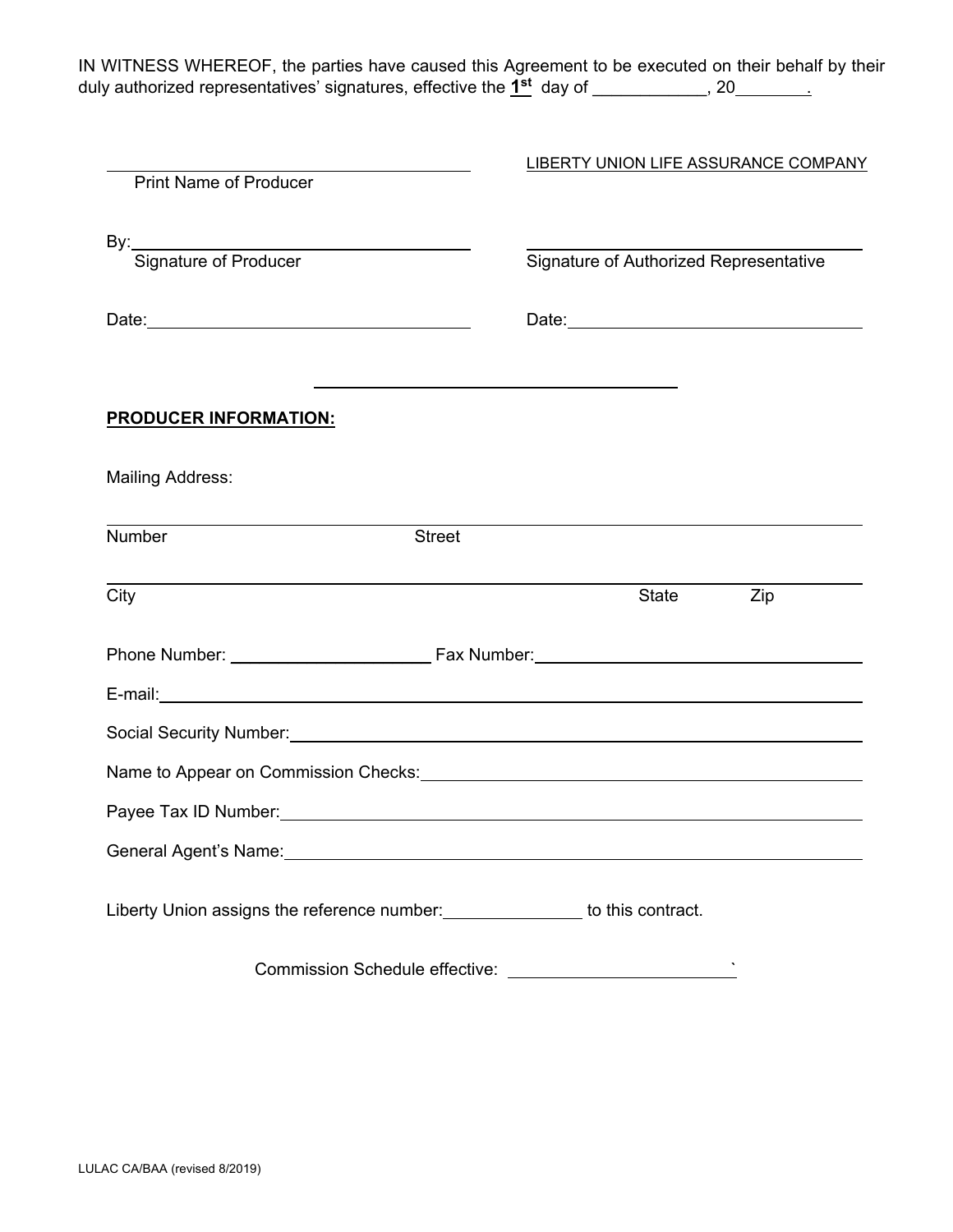IN WITNESS WHEREOF, the parties have caused this Agreement to be executed on their behalf by their duly authorized representatives' signatures, effective the **1st** day of ____________, 20________.

| | |
|---|---|
| ______________________________ Print Name of Producer | LIBERTY UNION LIFE ASSURANCE COMPANY |
| By: ______________________________ Signature of Producer | ______________________________ Signature of Authorized Representative |
| Date: ______________________________ | Date: ______________________________ |

**PRODUCER INFORMATION:**

Mailing Address:

______________________________________________________________

Number                                   Street

______________________________________________________________

City                                                                                   State              Zip

Phone Number: ____________________ Fax Number: ______________________________

E-mail: ______________________________________________________________

Social Security Number: ______________________________________________

Name to Appear on Commission Checks: __________________________________

Payee Tax ID Number: _________________________________________________

General Agent's Name: ________________________________________________

Liberty Union assigns the reference number: ______________ to this contract.

Commission Schedule effective: ______________________`

LULAC CA/BAA (revised 8/2019)